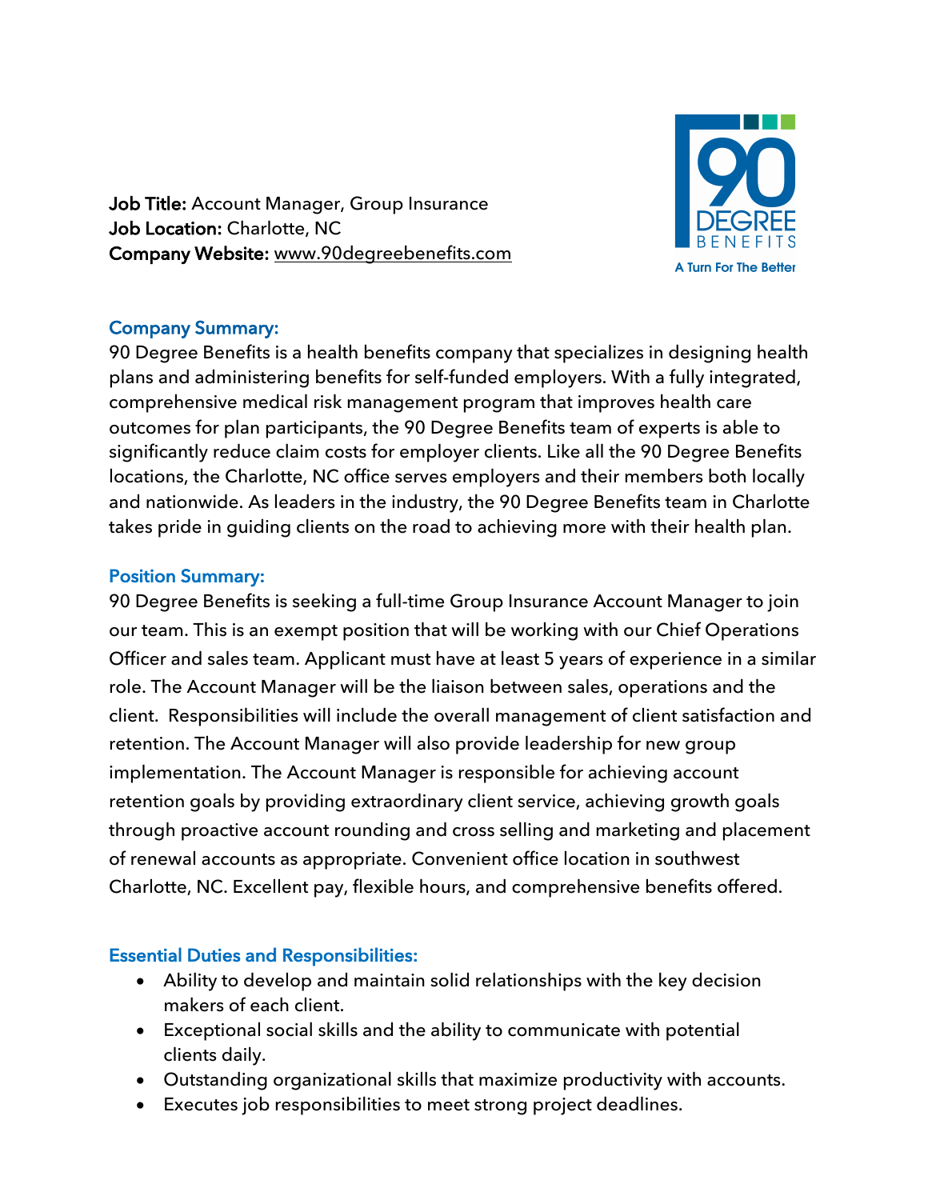**Job Title:** Account Manager, Group Insurance
**Job Location:** Charlotte, NC
**Company Website:** www.90degreebenefits.com

90 DEGREE BENEFITS
A Turn For The Better

## Company Summary:

90 Degree Benefits is a health benefits company that specializes in designing health plans and administering benefits for self-funded employers. With a fully integrated, comprehensive medical risk management program that improves health care outcomes for plan participants, the 90 Degree Benefits team of experts is able to significantly reduce claim costs for employer clients. Like all the 90 Degree Benefits locations, the Charlotte, NC office serves employers and their members both locally and nationwide. As leaders in the industry, the 90 Degree Benefits team in Charlotte takes pride in guiding clients on the road to achieving more with their health plan.

## Position Summary:

90 Degree Benefits is seeking a full-time Group Insurance Account Manager to join our team. This is an exempt position that will be working with our Chief Operations Officer and sales team. Applicant must have at least 5 years of experience in a similar role. The Account Manager will be the liaison between sales, operations and the client. Responsibilities will include the overall management of client satisfaction and retention. The Account Manager will also provide leadership for new group implementation. The Account Manager is responsible for achieving account retention goals by providing extraordinary client service, achieving growth goals through proactive account rounding and cross selling and marketing and placement of renewal accounts as appropriate. Convenient office location in southwest Charlotte, NC. Excellent pay, flexible hours, and comprehensive benefits offered.

## Essential Duties and Responsibilities:

- Ability to develop and maintain solid relationships with the key decision makers of each client.
- Exceptional social skills and the ability to communicate with potential clients daily.
- Outstanding organizational skills that maximize productivity with accounts.
- Executes job responsibilities to meet strong project deadlines.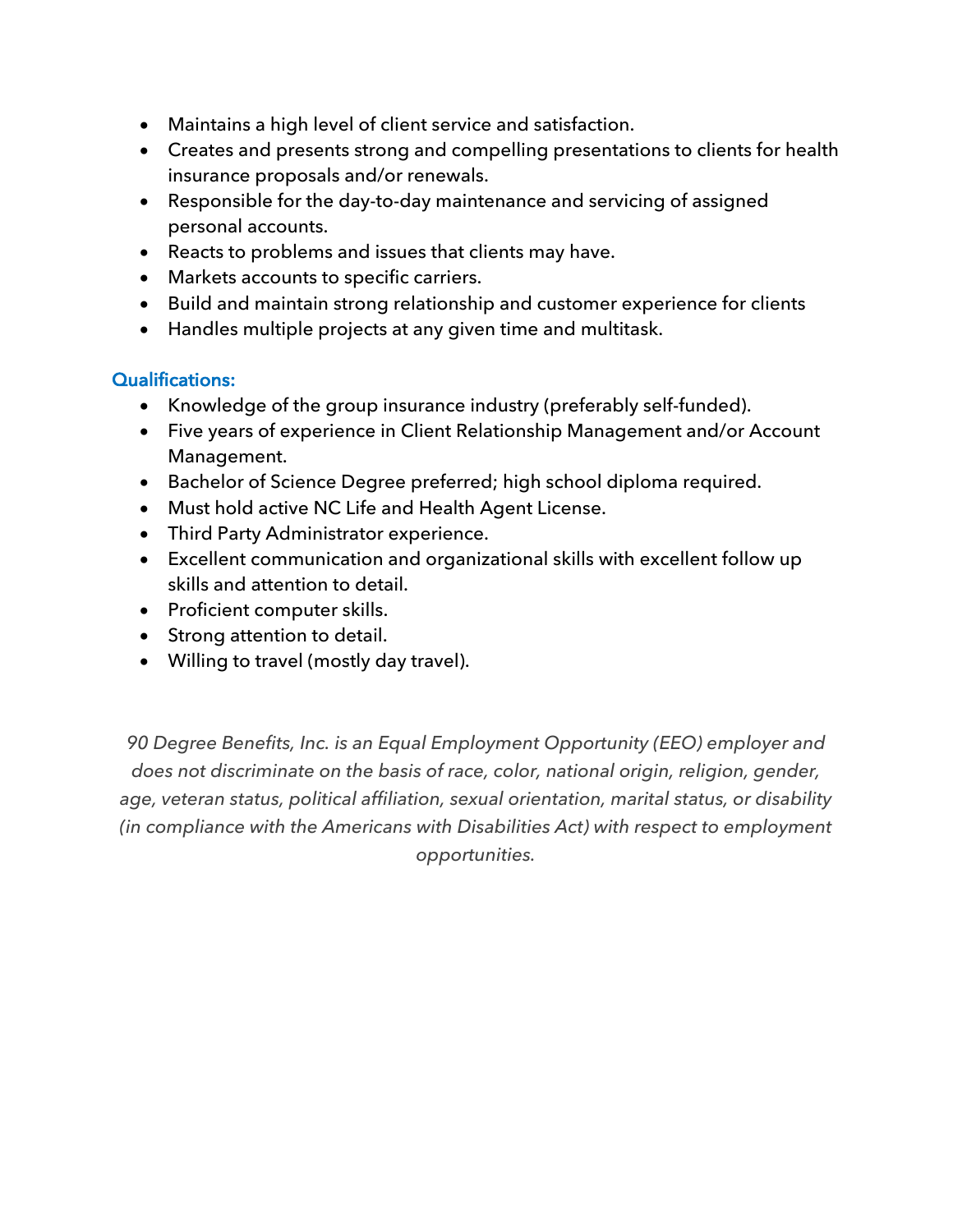- Maintains a high level of client service and satisfaction.
- Creates and presents strong and compelling presentations to clients for health insurance proposals and/or renewals.
- Responsible for the day-to-day maintenance and servicing of assigned personal accounts.
- Reacts to problems and issues that clients may have.
- Markets accounts to specific carriers.
- Build and maintain strong relationship and customer experience for clients
- Handles multiple projects at any given time and multitask.

### Qualifications:

- Knowledge of the group insurance industry (preferably self-funded).
- Five years of experience in Client Relationship Management and/or Account Management.
- Bachelor of Science Degree preferred; high school diploma required.
- Must hold active NC Life and Health Agent License.
- Third Party Administrator experience.
- Excellent communication and organizational skills with excellent follow up skills and attention to detail.
- Proficient computer skills.
- Strong attention to detail.
- Willing to travel (mostly day travel).

*90 Degree Benefits, Inc. is an Equal Employment Opportunity (EEO) employer and does not discriminate on the basis of race, color, national origin, religion, gender, age, veteran status, political affiliation, sexual orientation, marital status, or disability (in compliance with the Americans with Disabilities Act) with respect to employment opportunities.*